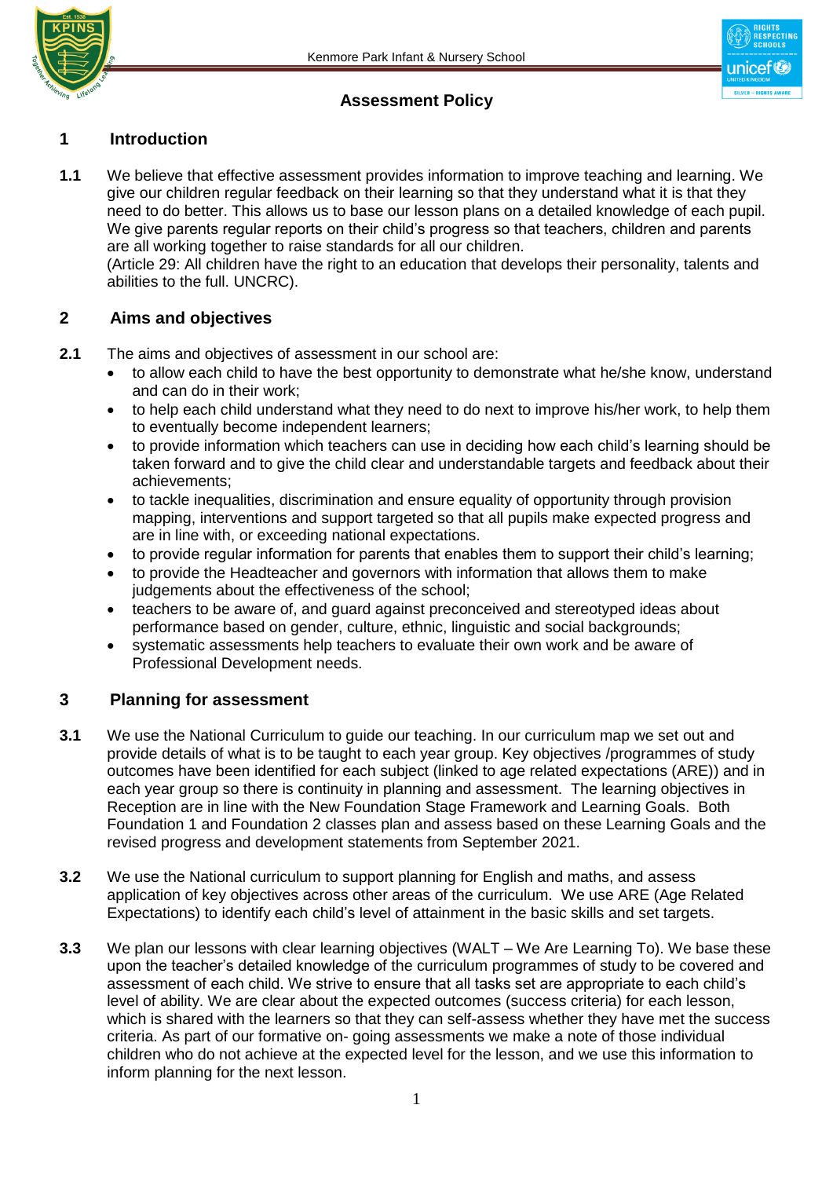# Assessment Policy

## 1 Introduction

**1.1** We believe that effective assessment provides information to improve teaching and learning. We give our children regular feedback on their learning so that they understand what it is that they need to do better. This allows us to base our lesson plans on a detailed knowledge of each pupil. We give parents regular reports on their child's progress so that teachers, children and parents are all working together to raise standards for all our children.
(Article 29: All children have the right to an education that develops their personality, talents and abilities to the full. UNCRC).

## 2 Aims and objectives

**2.1** The aims and objectives of assessment in our school are:

- to allow each child to have the best opportunity to demonstrate what he/she know, understand and can do in their work;
- to help each child understand what they need to do next to improve his/her work, to help them to eventually become independent learners;
- to provide information which teachers can use in deciding how each child's learning should be taken forward and to give the child clear and understandable targets and feedback about their achievements;
- to tackle inequalities, discrimination and ensure equality of opportunity through provision mapping, interventions and support targeted so that all pupils make expected progress and are in line with, or exceeding national expectations.
- to provide regular information for parents that enables them to support their child's learning;
- to provide the Headteacher and governors with information that allows them to make judgements about the effectiveness of the school;
- teachers to be aware of, and guard against preconceived and stereotyped ideas about performance based on gender, culture, ethnic, linguistic and social backgrounds;
- systematic assessments help teachers to evaluate their own work and be aware of Professional Development needs.

## 3 Planning for assessment

**3.1** We use the National Curriculum to guide our teaching. In our curriculum map we set out and provide details of what is to be taught to each year group. Key objectives /programmes of study outcomes have been identified for each subject (linked to age related expectations (ARE)) and in each year group so there is continuity in planning and assessment. The learning objectives in Reception are in line with the New Foundation Stage Framework and Learning Goals. Both Foundation 1 and Foundation 2 classes plan and assess based on these Learning Goals and the revised progress and development statements from September 2021.

**3.2** We use the National curriculum to support planning for English and maths, and assess application of key objectives across other areas of the curriculum. We use ARE (Age Related Expectations) to identify each child's level of attainment in the basic skills and set targets.

**3.3** We plan our lessons with clear learning objectives (WALT – We Are Learning To). We base these upon the teacher's detailed knowledge of the curriculum programmes of study to be covered and assessment of each child. We strive to ensure that all tasks set are appropriate to each child's level of ability. We are clear about the expected outcomes (success criteria) for each lesson, which is shared with the learners so that they can self-assess whether they have met the success criteria. As part of our formative on- going assessments we make a note of those individual children who do not achieve at the expected level for the lesson, and we use this information to inform planning for the next lesson.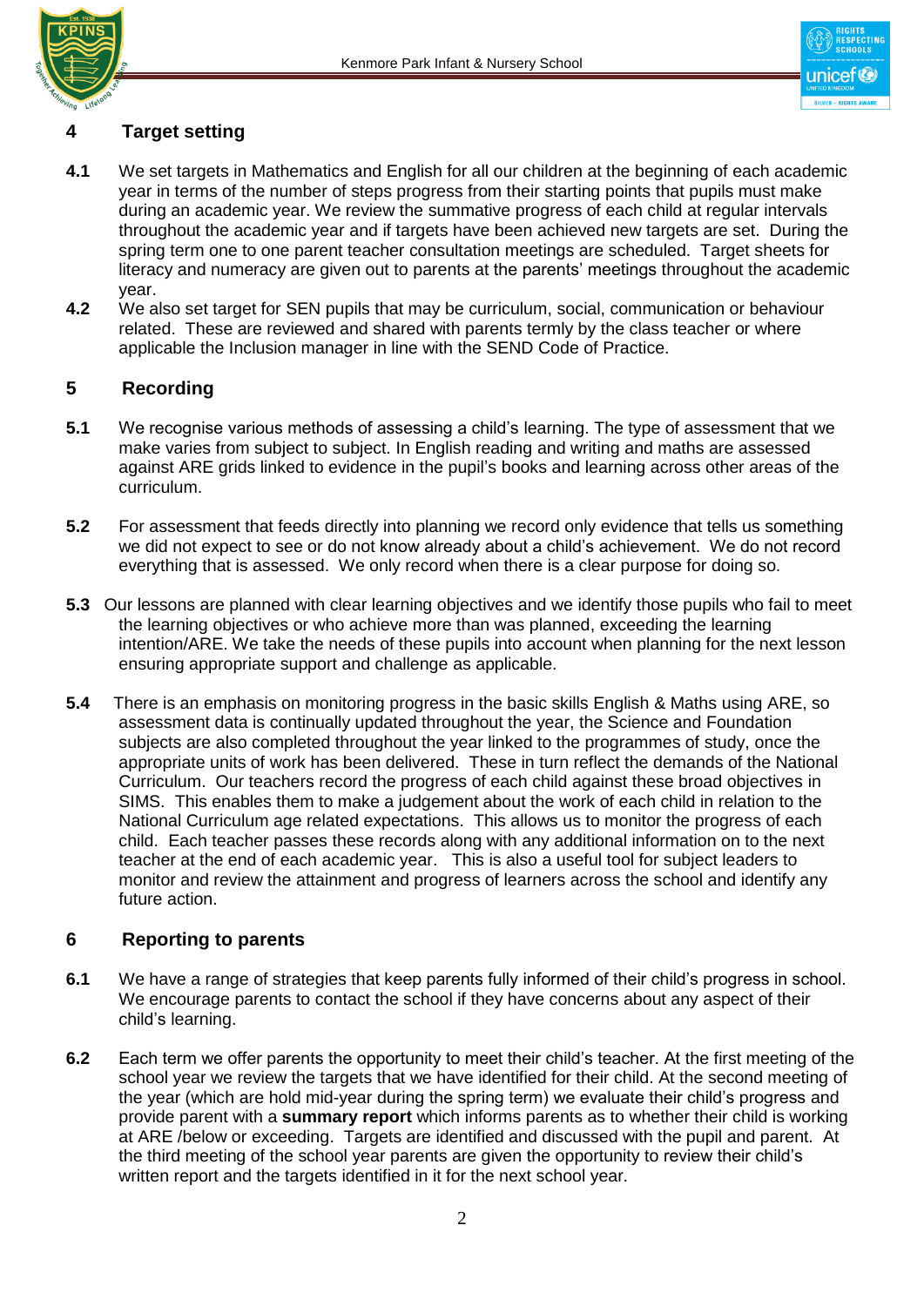## 4 Target setting

**4.1** We set targets in Mathematics and English for all our children at the beginning of each academic year in terms of the number of steps progress from their starting points that pupils must make during an academic year. We review the summative progress of each child at regular intervals throughout the academic year and if targets have been achieved new targets are set. During the spring term one to one parent teacher consultation meetings are scheduled. Target sheets for literacy and numeracy are given out to parents at the parents' meetings throughout the academic year.

**4.2** We also set target for SEN pupils that may be curriculum, social, communication or behaviour related. These are reviewed and shared with parents termly by the class teacher or where applicable the Inclusion manager in line with the SEND Code of Practice.

## 5 Recording

**5.1** We recognise various methods of assessing a child's learning. The type of assessment that we make varies from subject to subject. In English reading and writing and maths are assessed against ARE grids linked to evidence in the pupil's books and learning across other areas of the curriculum.

**5.2** For assessment that feeds directly into planning we record only evidence that tells us something we did not expect to see or do not know already about a child's achievement. We do not record everything that is assessed. We only record when there is a clear purpose for doing so.

**5.3** Our lessons are planned with clear learning objectives and we identify those pupils who fail to meet the learning objectives or who achieve more than was planned, exceeding the learning intention/ARE. We take the needs of these pupils into account when planning for the next lesson ensuring appropriate support and challenge as applicable.

**5.4** There is an emphasis on monitoring progress in the basic skills English & Maths using ARE, so assessment data is continually updated throughout the year, the Science and Foundation subjects are also completed throughout the year linked to the programmes of study, once the appropriate units of work has been delivered. These in turn reflect the demands of the National Curriculum. Our teachers record the progress of each child against these broad objectives in SIMS. This enables them to make a judgement about the work of each child in relation to the National Curriculum age related expectations. This allows us to monitor the progress of each child. Each teacher passes these records along with any additional information on to the next teacher at the end of each academic year. This is also a useful tool for subject leaders to monitor and review the attainment and progress of learners across the school and identify any future action.

## 6 Reporting to parents

**6.1** We have a range of strategies that keep parents fully informed of their child's progress in school. We encourage parents to contact the school if they have concerns about any aspect of their child's learning.

**6.2** Each term we offer parents the opportunity to meet their child's teacher. At the first meeting of the school year we review the targets that we have identified for their child. At the second meeting of the year (which are hold mid-year during the spring term) we evaluate their child's progress and provide parent with a **summary report** which informs parents as to whether their child is working at ARE /below or exceeding. Targets are identified and discussed with the pupil and parent. At the third meeting of the school year parents are given the opportunity to review their child's written report and the targets identified in it for the next school year.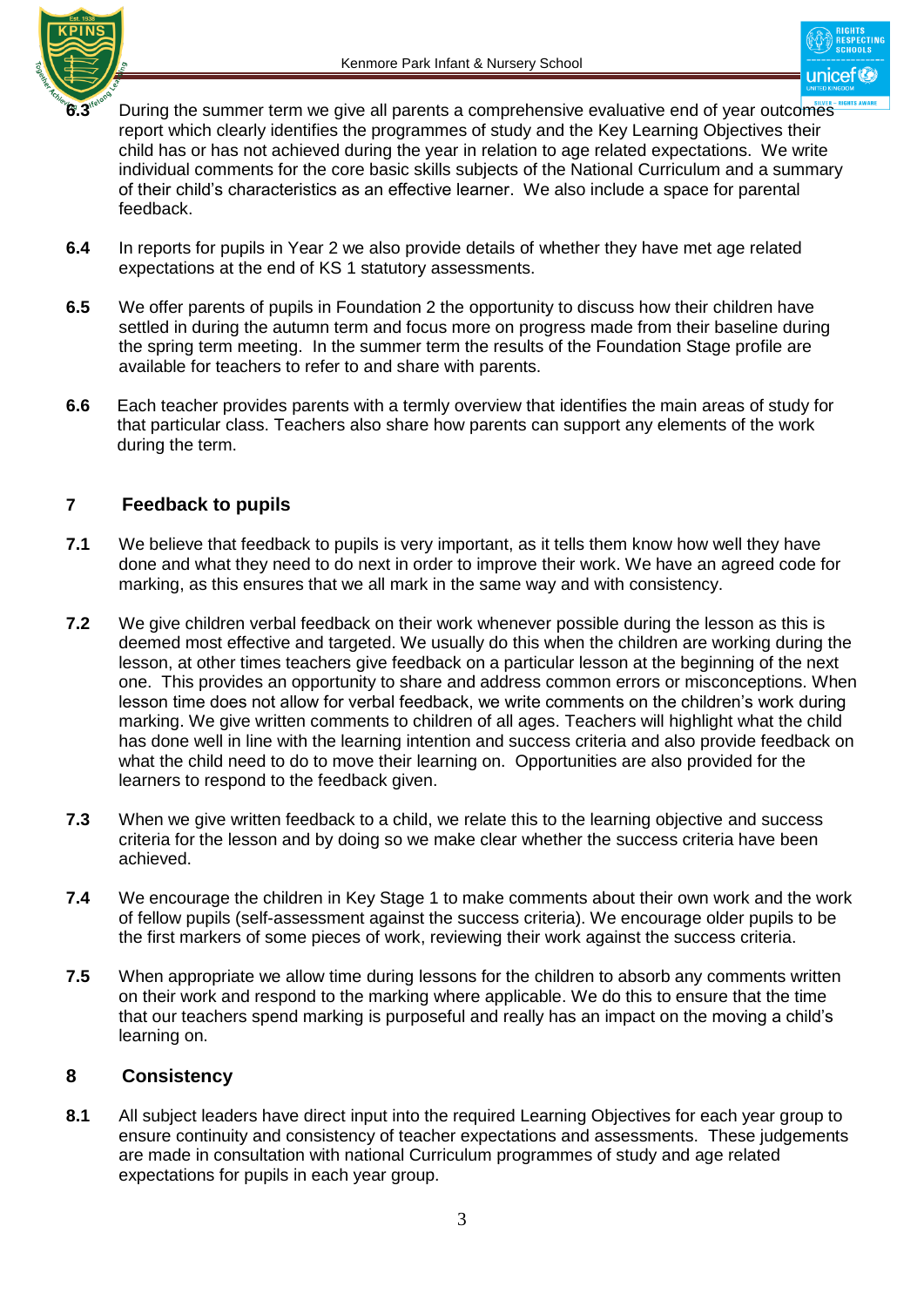**6.3** During the summer term we give all parents a comprehensive evaluative end of year outcomes report which clearly identifies the programmes of study and the Key Learning Objectives their child has or has not achieved during the year in relation to age related expectations. We write individual comments for the core basic skills subjects of the National Curriculum and a summary of their child's characteristics as an effective learner. We also include a space for parental feedback.

**6.4** In reports for pupils in Year 2 we also provide details of whether they have met age related expectations at the end of KS 1 statutory assessments.

**6.5** We offer parents of pupils in Foundation 2 the opportunity to discuss how their children have settled in during the autumn term and focus more on progress made from their baseline during the spring term meeting. In the summer term the results of the Foundation Stage profile are available for teachers to refer to and share with parents.

**6.6** Each teacher provides parents with a termly overview that identifies the main areas of study for that particular class. Teachers also share how parents can support any elements of the work during the term.

## 7 Feedback to pupils

**7.1** We believe that feedback to pupils is very important, as it tells them know how well they have done and what they need to do next in order to improve their work. We have an agreed code for marking, as this ensures that we all mark in the same way and with consistency.

**7.2** We give children verbal feedback on their work whenever possible during the lesson as this is deemed most effective and targeted. We usually do this when the children are working during the lesson, at other times teachers give feedback on a particular lesson at the beginning of the next one. This provides an opportunity to share and address common errors or misconceptions. When lesson time does not allow for verbal feedback, we write comments on the children's work during marking. We give written comments to children of all ages. Teachers will highlight what the child has done well in line with the learning intention and success criteria and also provide feedback on what the child need to do to move their learning on. Opportunities are also provided for the learners to respond to the feedback given.

**7.3** When we give written feedback to a child, we relate this to the learning objective and success criteria for the lesson and by doing so we make clear whether the success criteria have been achieved.

**7.4** We encourage the children in Key Stage 1 to make comments about their own work and the work of fellow pupils (self-assessment against the success criteria). We encourage older pupils to be the first markers of some pieces of work, reviewing their work against the success criteria.

**7.5** When appropriate we allow time during lessons for the children to absorb any comments written on their work and respond to the marking where applicable. We do this to ensure that the time that our teachers spend marking is purposeful and really has an impact on the moving a child's learning on.

## 8 Consistency

**8.1** All subject leaders have direct input into the required Learning Objectives for each year group to ensure continuity and consistency of teacher expectations and assessments. These judgements are made in consultation with national Curriculum programmes of study and age related expectations for pupils in each year group.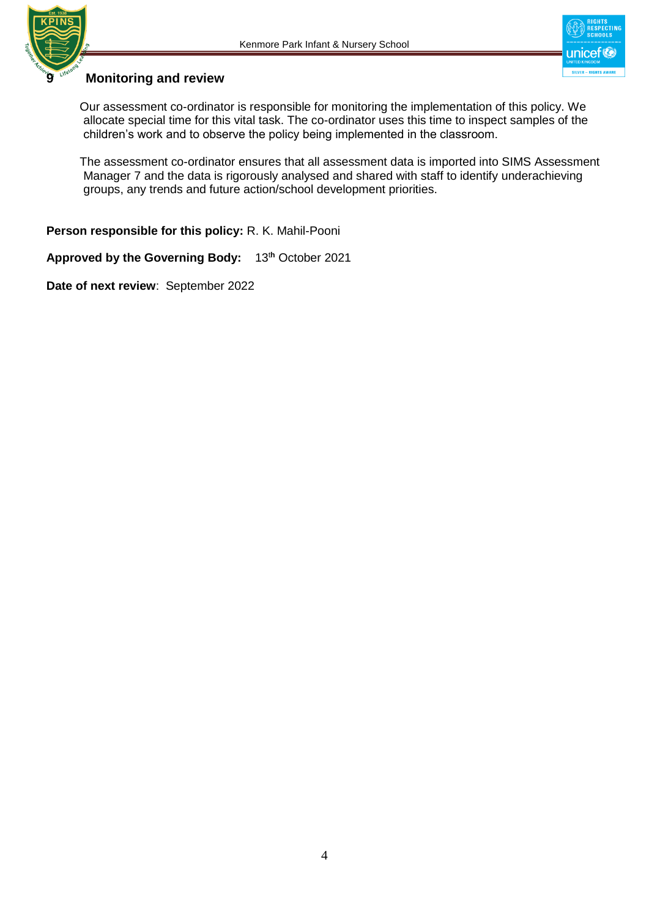## 9 Monitoring and review

Our assessment co-ordinator is responsible for monitoring the implementation of this policy. We allocate special time for this vital task. The co-ordinator uses this time to inspect samples of the children's work and to observe the policy being implemented in the classroom.

The assessment co-ordinator ensures that all assessment data is imported into SIMS Assessment Manager 7 and the data is rigorously analysed and shared with staff to identify underachieving groups, any trends and future action/school development priorities.

**Person responsible for this policy:** R. K. Mahil-Pooni

**Approved by the Governing Body:** 13th October 2021

**Date of next review**: September 2022